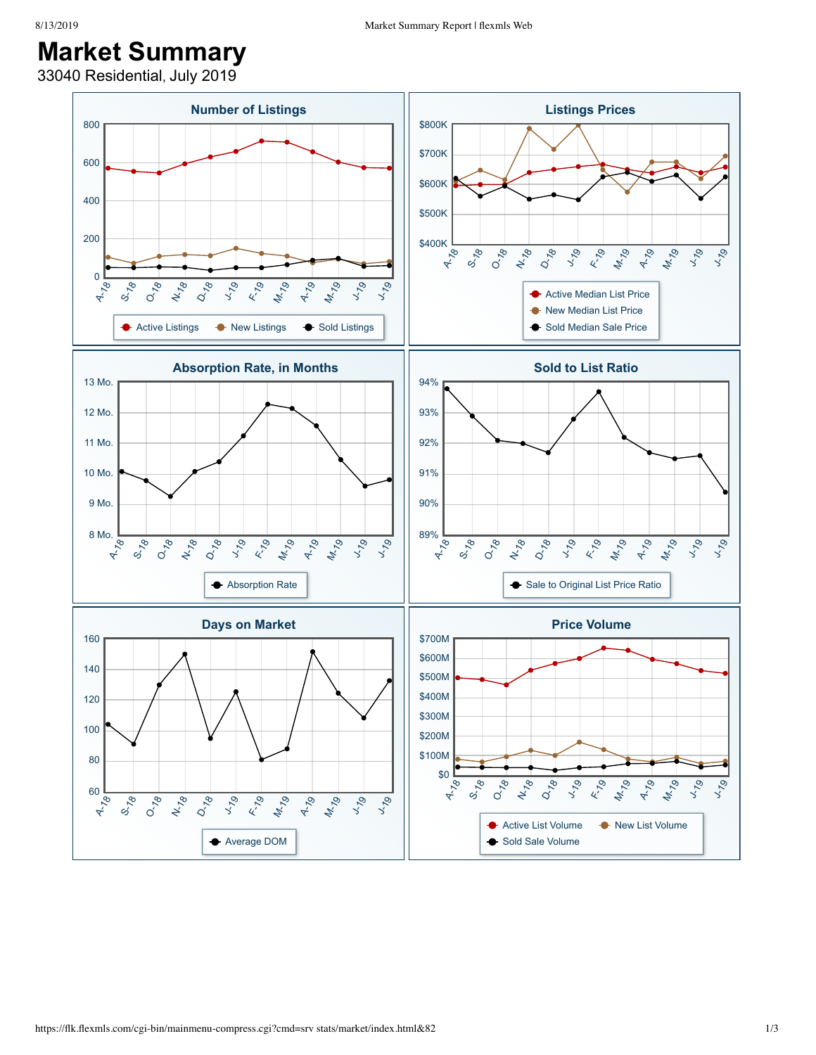# Market Summary

33040 Residential, July 2019

### Number of Listings

800
600
400
200
0

A-18 S-18 O-18 N-18 D-18 J-19 F-19 M-19 A-19 M-19 J-19 J-19

Active Listings · New Listings · Sold Listings

### Listings Prices

$800K
$700K
$600K
$500K
$400K

A-18 S-18 O-18 N-18 D-18 J-19 F-19 M-19 A-19 M-19 J-19 J-19

Active Median List Price · New Median List Price · Sold Median Sale Price

### Absorption Rate, in Months

13 Mo.
12 Mo.
11 Mo.
10 Mo.
9 Mo.
8 Mo.

A-18 S-18 O-18 N-18 D-18 J-19 F-19 M-19 A-19 M-19 J-19 J-19

Absorption Rate

### Sold to List Ratio

94%
93%
92%
91%
90%
89%

A-18 S-18 O-18 N-18 D-18 J-19 F-19 M-19 A-19 M-19 J-19 J-19

Sale to Original List Price Ratio

### Days on Market

160
140
120
100
80
60

A-18 S-18 O-18 N-18 D-18 J-19 F-19 M-19 A-19 M-19 J-19 J-19

Average DOM

### Price Volume

$700M
$600M
$500M
$400M
$300M
$200M
$100M
$0

A-18 S-18 O-18 N-18 D-18 J-19 F-19 M-19 A-19 M-19 J-19 J-19

Active List Volume · New List Volume · Sold Sale Volume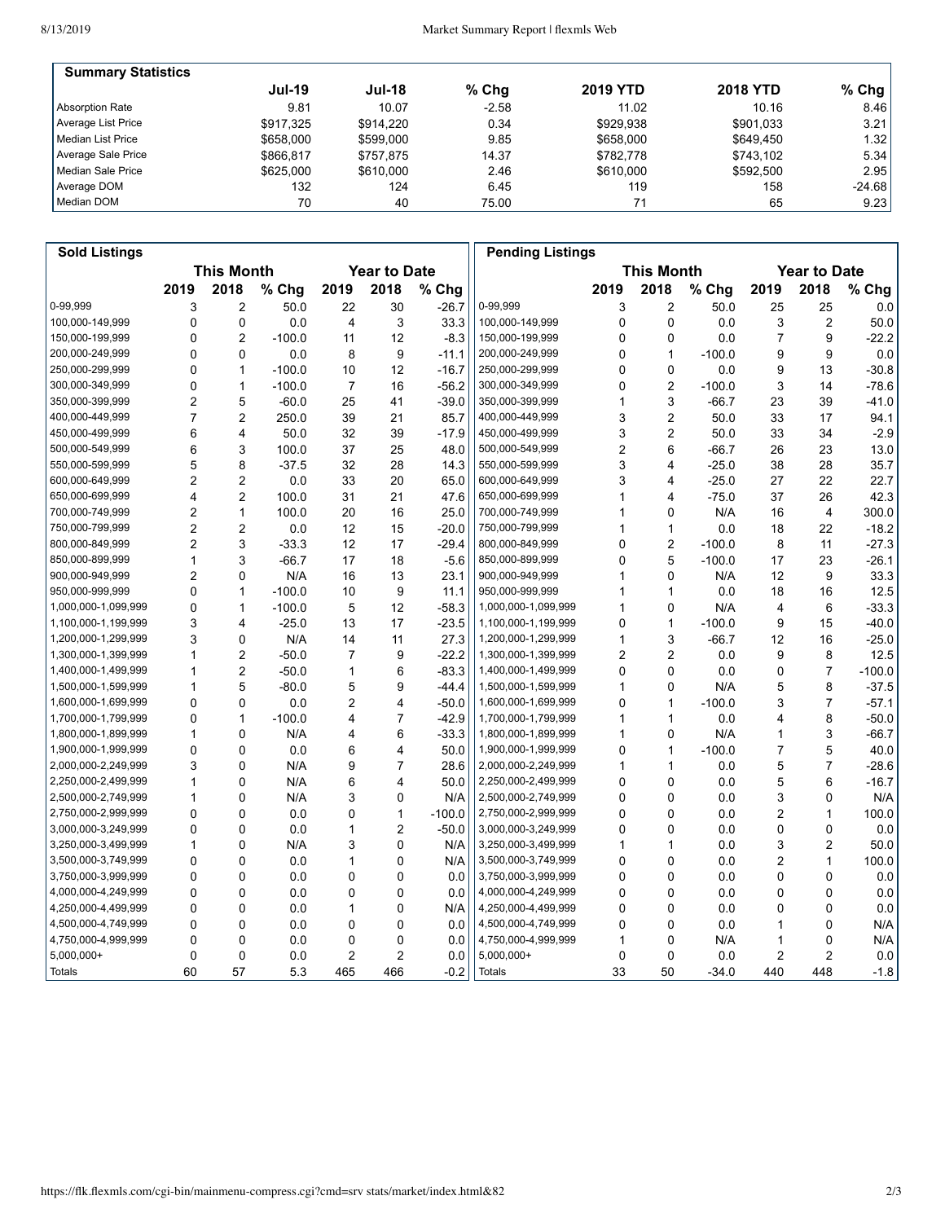## Summary Statistics

| | Jul-19 | Jul-18 | % Chg | 2019 YTD | 2018 YTD | % Chg |
|---|---|---|---|---|---|---|
| Absorption Rate | 9.81 | 10.07 | -2.58 | 11.02 | 10.16 | 8.46 |
| Average List Price | $917,325 | $914,220 | 0.34 | $929,938 | $901,033 | 3.21 |
| Median List Price | $658,000 | $599,000 | 9.85 | $658,000 | $649,450 | 1.32 |
| Average Sale Price | $866,817 | $757,875 | 14.37 | $782,778 | $743,102 | 5.34 |
| Median Sale Price | $625,000 | $610,000 | 2.46 | $610,000 | $592,500 | 2.95 |
| Average DOM | 132 | 124 | 6.45 | 119 | 158 | -24.68 |
| Median DOM | 70 | 40 | 75.00 | 71 | 65 | 9.23 |

## Sold Listings

| | This Month | | | Year to Date | | |
|---|---|---|---|---|---|---|
| | 2019 | 2018 | % Chg | 2019 | 2018 | % Chg |
| 0-99,999 | 3 | 2 | 50.0 | 22 | 30 | -26.7 |
| 100,000-149,999 | 0 | 0 | 0.0 | 4 | 3 | 33.3 |
| 150,000-199,999 | 0 | 2 | -100.0 | 11 | 12 | -8.3 |
| 200,000-249,999 | 0 | 0 | 0.0 | 8 | 9 | -11.1 |
| 250,000-299,999 | 0 | 1 | -100.0 | 10 | 12 | -16.7 |
| 300,000-349,999 | 0 | 1 | -100.0 | 7 | 16 | -56.2 |
| 350,000-399,999 | 2 | 5 | -60.0 | 25 | 41 | -39.0 |
| 400,000-449,999 | 7 | 2 | 250.0 | 39 | 21 | 85.7 |
| 450,000-499,999 | 6 | 4 | 50.0 | 32 | 39 | -17.9 |
| 500,000-549,999 | 6 | 3 | 100.0 | 37 | 25 | 48.0 |
| 550,000-599,999 | 5 | 8 | -37.5 | 32 | 28 | 14.3 |
| 600,000-649,999 | 2 | 2 | 0.0 | 33 | 20 | 65.0 |
| 650,000-699,999 | 4 | 2 | 100.0 | 31 | 21 | 47.6 |
| 700,000-749,999 | 2 | 1 | 100.0 | 20 | 16 | 25.0 |
| 750,000-799,999 | 2 | 2 | 0.0 | 12 | 15 | -20.0 |
| 800,000-849,999 | 2 | 3 | -33.3 | 12 | 17 | -29.4 |
| 850,000-899,999 | 1 | 3 | -66.7 | 17 | 18 | -5.6 |
| 900,000-949,999 | 2 | 0 | N/A | 16 | 13 | 23.1 |
| 950,000-999,999 | 0 | 1 | -100.0 | 10 | 9 | 11.1 |
| 1,000,000-1,099,999 | 0 | 1 | -100.0 | 5 | 12 | -58.3 |
| 1,100,000-1,199,999 | 3 | 4 | -25.0 | 13 | 17 | -23.5 |
| 1,200,000-1,299,999 | 3 | 0 | N/A | 14 | 11 | 27.3 |
| 1,300,000-1,399,999 | 1 | 2 | -50.0 | 7 | 9 | -22.2 |
| 1,400,000-1,499,999 | 1 | 2 | -50.0 | 1 | 6 | -83.3 |
| 1,500,000-1,599,999 | 1 | 5 | -80.0 | 5 | 9 | -44.4 |
| 1,600,000-1,699,999 | 0 | 0 | 0.0 | 2 | 4 | -50.0 |
| 1,700,000-1,799,999 | 0 | 1 | -100.0 | 4 | 7 | -42.9 |
| 1,800,000-1,899,999 | 1 | 0 | N/A | 4 | 6 | -33.3 |
| 1,900,000-1,999,999 | 0 | 0 | 0.0 | 6 | 4 | 50.0 |
| 2,000,000-2,249,999 | 3 | 0 | N/A | 9 | 7 | 28.6 |
| 2,250,000-2,499,999 | 1 | 0 | N/A | 6 | 4 | 50.0 |
| 2,500,000-2,749,999 | 1 | 0 | N/A | 3 | 0 | N/A |
| 2,750,000-2,999,999 | 0 | 0 | 0.0 | 0 | 1 | -100.0 |
| 3,000,000-3,249,999 | 0 | 0 | 0.0 | 1 | 2 | -50.0 |
| 3,250,000-3,499,999 | 1 | 0 | N/A | 3 | 0 | N/A |
| 3,500,000-3,749,999 | 0 | 0 | 0.0 | 1 | 0 | N/A |
| 3,750,000-3,999,999 | 0 | 0 | 0.0 | 0 | 0 | 0.0 |
| 4,000,000-4,249,999 | 0 | 0 | 0.0 | 0 | 0 | 0.0 |
| 4,250,000-4,499,999 | 0 | 0 | 0.0 | 1 | 0 | N/A |
| 4,500,000-4,749,999 | 0 | 0 | 0.0 | 0 | 0 | 0.0 |
| 4,750,000-4,999,999 | 0 | 0 | 0.0 | 0 | 0 | 0.0 |
| 5,000,000+ | 0 | 0 | 0.0 | 2 | 2 | 0.0 |
| Totals | 60 | 57 | 5.3 | 465 | 466 | -0.2 |

## Pending Listings

| | This Month | | | Year to Date | | |
|---|---|---|---|---|---|---|
| | 2019 | 2018 | % Chg | 2019 | 2018 | % Chg |
| 0-99,999 | 3 | 2 | 50.0 | 25 | 25 | 0.0 |
| 100,000-149,999 | 0 | 0 | 0.0 | 3 | 2 | 50.0 |
| 150,000-199,999 | 0 | 0 | 0.0 | 7 | 9 | -22.2 |
| 200,000-249,999 | 0 | 1 | -100.0 | 9 | 9 | 0.0 |
| 250,000-299,999 | 0 | 0 | 0.0 | 9 | 13 | -30.8 |
| 300,000-349,999 | 0 | 2 | -100.0 | 3 | 14 | -78.6 |
| 350,000-399,999 | 1 | 3 | -66.7 | 23 | 39 | -41.0 |
| 400,000-449,999 | 3 | 2 | 50.0 | 33 | 17 | 94.1 |
| 450,000-499,999 | 3 | 2 | 50.0 | 33 | 34 | -2.9 |
| 500,000-549,999 | 2 | 6 | -66.7 | 26 | 23 | 13.0 |
| 550,000-599,999 | 3 | 4 | -25.0 | 38 | 28 | 35.7 |
| 600,000-649,999 | 3 | 4 | -25.0 | 27 | 22 | 22.7 |
| 650,000-699,999 | 1 | 4 | -75.0 | 37 | 26 | 42.3 |
| 700,000-749,999 | 1 | 0 | N/A | 16 | 4 | 300.0 |
| 750,000-799,999 | 1 | 1 | 0.0 | 18 | 22 | -18.2 |
| 800,000-849,999 | 0 | 2 | -100.0 | 8 | 11 | -27.3 |
| 850,000-899,999 | 0 | 5 | -100.0 | 17 | 23 | -26.1 |
| 900,000-949,999 | 1 | 0 | N/A | 12 | 9 | 33.3 |
| 950,000-999,999 | 1 | 1 | 0.0 | 18 | 16 | 12.5 |
| 1,000,000-1,099,999 | 1 | 0 | N/A | 4 | 6 | -33.3 |
| 1,100,000-1,199,999 | 0 | 1 | -100.0 | 9 | 15 | -40.0 |
| 1,200,000-1,299,999 | 1 | 3 | -66.7 | 12 | 16 | -25.0 |
| 1,300,000-1,399,999 | 2 | 2 | 0.0 | 9 | 8 | 12.5 |
| 1,400,000-1,499,999 | 0 | 0 | 0.0 | 0 | 7 | -100.0 |
| 1,500,000-1,599,999 | 1 | 0 | N/A | 5 | 8 | -37.5 |
| 1,600,000-1,699,999 | 0 | 1 | -100.0 | 3 | 7 | -57.1 |
| 1,700,000-1,799,999 | 1 | 1 | 0.0 | 4 | 8 | -50.0 |
| 1,800,000-1,899,999 | 1 | 0 | N/A | 1 | 3 | -66.7 |
| 1,900,000-1,999,999 | 0 | 1 | -100.0 | 7 | 5 | 40.0 |
| 2,000,000-2,249,999 | 1 | 1 | 0.0 | 5 | 7 | -28.6 |
| 2,250,000-2,499,999 | 0 | 0 | 0.0 | 5 | 6 | -16.7 |
| 2,500,000-2,749,999 | 0 | 0 | 0.0 | 3 | 0 | N/A |
| 2,750,000-2,999,999 | 0 | 0 | 0.0 | 2 | 1 | 100.0 |
| 3,000,000-3,249,999 | 0 | 0 | 0.0 | 0 | 0 | 0.0 |
| 3,250,000-3,499,999 | 1 | 1 | 0.0 | 3 | 2 | 50.0 |
| 3,500,000-3,749,999 | 0 | 0 | 0.0 | 2 | 1 | 100.0 |
| 3,750,000-3,999,999 | 0 | 0 | 0.0 | 0 | 0 | 0.0 |
| 4,000,000-4,249,999 | 0 | 0 | 0.0 | 0 | 0 | 0.0 |
| 4,250,000-4,499,999 | 0 | 0 | 0.0 | 0 | 0 | 0.0 |
| 4,500,000-4,749,999 | 0 | 0 | 0.0 | 1 | 0 | N/A |
| 4,750,000-4,999,999 | 1 | 0 | N/A | 1 | 0 | N/A |
| 5,000,000+ | 0 | 0 | 0.0 | 2 | 2 | 0.0 |
| Totals | 33 | 50 | -34.0 | 440 | 448 | -1.8 |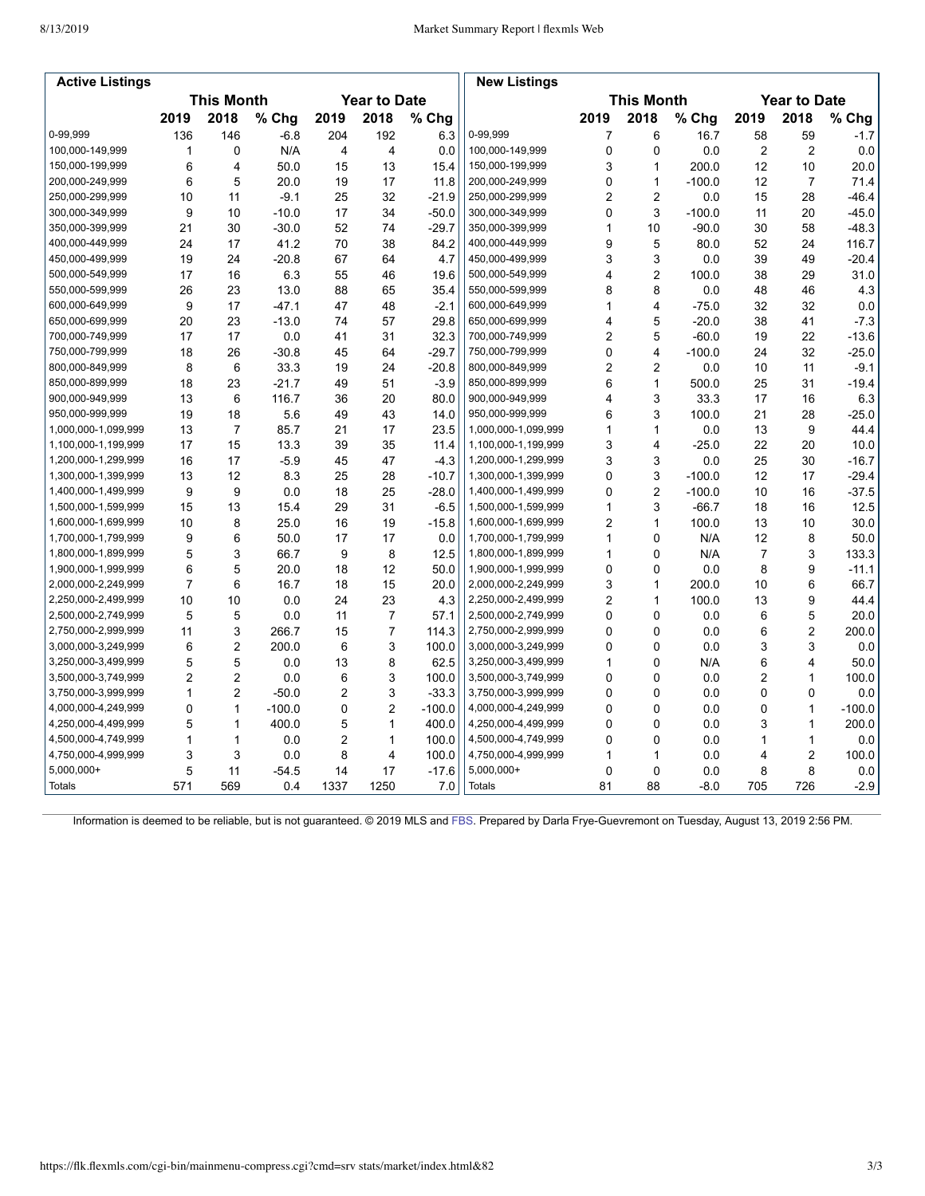## Active Listings

| | This Month | | | Year to Date | | |
|---|---|---|---|---|---|---|
| | 2019 | 2018 | % Chg | 2019 | 2018 | % Chg |
| 0-99,999 | 136 | 146 | -6.8 | 204 | 192 | 6.3 |
| 100,000-149,999 | 1 | 0 | N/A | 4 | 4 | 0.0 |
| 150,000-199,999 | 6 | 4 | 50.0 | 15 | 13 | 15.4 |
| 200,000-249,999 | 6 | 5 | 20.0 | 19 | 17 | 11.8 |
| 250,000-299,999 | 10 | 11 | -9.1 | 25 | 32 | -21.9 |
| 300,000-349,999 | 9 | 10 | -10.0 | 17 | 34 | -50.0 |
| 350,000-399,999 | 21 | 30 | -30.0 | 52 | 74 | -29.7 |
| 400,000-449,999 | 24 | 17 | 41.2 | 70 | 38 | 84.2 |
| 450,000-499,999 | 19 | 24 | -20.8 | 67 | 64 | 4.7 |
| 500,000-549,999 | 17 | 16 | 6.3 | 55 | 46 | 19.6 |
| 550,000-599,999 | 26 | 23 | 13.0 | 88 | 65 | 35.4 |
| 600,000-649,999 | 9 | 17 | -47.1 | 47 | 48 | -2.1 |
| 650,000-699,999 | 20 | 23 | -13.0 | 74 | 57 | 29.8 |
| 700,000-749,999 | 17 | 17 | 0.0 | 41 | 31 | 32.3 |
| 750,000-799,999 | 18 | 26 | -30.8 | 45 | 64 | -29.7 |
| 800,000-849,999 | 8 | 6 | 33.3 | 19 | 24 | -20.8 |
| 850,000-899,999 | 18 | 23 | -21.7 | 49 | 51 | -3.9 |
| 900,000-949,999 | 13 | 6 | 116.7 | 36 | 20 | 80.0 |
| 950,000-999,999 | 19 | 18 | 5.6 | 49 | 43 | 14.0 |
| 1,000,000-1,099,999 | 13 | 7 | 85.7 | 21 | 17 | 23.5 |
| 1,100,000-1,199,999 | 17 | 15 | 13.3 | 39 | 35 | 11.4 |
| 1,200,000-1,299,999 | 16 | 17 | -5.9 | 45 | 47 | -4.3 |
| 1,300,000-1,399,999 | 13 | 12 | 8.3 | 25 | 28 | -10.7 |
| 1,400,000-1,499,999 | 9 | 9 | 0.0 | 18 | 25 | -28.0 |
| 1,500,000-1,599,999 | 15 | 13 | 15.4 | 29 | 31 | -6.5 |
| 1,600,000-1,699,999 | 10 | 8 | 25.0 | 16 | 19 | -15.8 |
| 1,700,000-1,799,999 | 9 | 6 | 50.0 | 17 | 17 | 0.0 |
| 1,800,000-1,899,999 | 5 | 3 | 66.7 | 9 | 8 | 12.5 |
| 1,900,000-1,999,999 | 6 | 5 | 20.0 | 18 | 12 | 50.0 |
| 2,000,000-2,249,999 | 7 | 6 | 16.7 | 18 | 15 | 20.0 |
| 2,250,000-2,499,999 | 10 | 10 | 0.0 | 24 | 23 | 4.3 |
| 2,500,000-2,749,999 | 5 | 5 | 0.0 | 11 | 7 | 57.1 |
| 2,750,000-2,999,999 | 11 | 3 | 266.7 | 15 | 7 | 114.3 |
| 3,000,000-3,249,999 | 6 | 2 | 200.0 | 6 | 3 | 100.0 |
| 3,250,000-3,499,999 | 5 | 5 | 0.0 | 13 | 8 | 62.5 |
| 3,500,000-3,749,999 | 2 | 2 | 0.0 | 6 | 3 | 100.0 |
| 3,750,000-3,999,999 | 1 | 2 | -50.0 | 2 | 3 | -33.3 |
| 4,000,000-4,249,999 | 0 | 1 | -100.0 | 0 | 2 | -100.0 |
| 4,250,000-4,499,999 | 5 | 1 | 400.0 | 5 | 1 | 400.0 |
| 4,500,000-4,749,999 | 1 | 1 | 0.0 | 2 | 1 | 100.0 |
| 4,750,000-4,999,999 | 3 | 3 | 0.0 | 8 | 4 | 100.0 |
| 5,000,000+ | 5 | 11 | -54.5 | 14 | 17 | -17.6 |
| Totals | 571 | 569 | 0.4 | 1337 | 1250 | 7.0 |

## New Listings

| | This Month | | | Year to Date | | |
|---|---|---|---|---|---|---|
| | 2019 | 2018 | % Chg | 2019 | 2018 | % Chg |
| 0-99,999 | 7 | 6 | 16.7 | 58 | 59 | -1.7 |
| 100,000-149,999 | 0 | 0 | 0.0 | 2 | 2 | 0.0 |
| 150,000-199,999 | 3 | 1 | 200.0 | 12 | 10 | 20.0 |
| 200,000-249,999 | 0 | 1 | -100.0 | 12 | 7 | 71.4 |
| 250,000-299,999 | 2 | 2 | 0.0 | 15 | 28 | -46.4 |
| 300,000-349,999 | 0 | 3 | -100.0 | 11 | 20 | -45.0 |
| 350,000-399,999 | 1 | 10 | -90.0 | 30 | 58 | -48.3 |
| 400,000-449,999 | 9 | 5 | 80.0 | 52 | 24 | 116.7 |
| 450,000-499,999 | 3 | 3 | 0.0 | 39 | 49 | -20.4 |
| 500,000-549,999 | 4 | 2 | 100.0 | 38 | 29 | 31.0 |
| 550,000-599,999 | 8 | 8 | 0.0 | 48 | 46 | 4.3 |
| 600,000-649,999 | 1 | 4 | -75.0 | 32 | 32 | 0.0 |
| 650,000-699,999 | 4 | 5 | -20.0 | 38 | 41 | -7.3 |
| 700,000-749,999 | 2 | 5 | -60.0 | 19 | 22 | -13.6 |
| 750,000-799,999 | 0 | 4 | -100.0 | 24 | 32 | -25.0 |
| 800,000-849,999 | 2 | 2 | 0.0 | 10 | 11 | -9.1 |
| 850,000-899,999 | 6 | 1 | 500.0 | 25 | 31 | -19.4 |
| 900,000-949,999 | 4 | 3 | 33.3 | 17 | 16 | 6.3 |
| 950,000-999,999 | 6 | 3 | 100.0 | 21 | 28 | -25.0 |
| 1,000,000-1,099,999 | 1 | 1 | 0.0 | 13 | 9 | 44.4 |
| 1,100,000-1,199,999 | 3 | 4 | -25.0 | 22 | 20 | 10.0 |
| 1,200,000-1,299,999 | 3 | 3 | 0.0 | 25 | 30 | -16.7 |
| 1,300,000-1,399,999 | 0 | 3 | -100.0 | 12 | 17 | -29.4 |
| 1,400,000-1,499,999 | 0 | 2 | -100.0 | 10 | 16 | -37.5 |
| 1,500,000-1,599,999 | 1 | 3 | -66.7 | 18 | 16 | 12.5 |
| 1,600,000-1,699,999 | 2 | 1 | 100.0 | 13 | 10 | 30.0 |
| 1,700,000-1,799,999 | 1 | 0 | N/A | 12 | 8 | 50.0 |
| 1,800,000-1,899,999 | 1 | 0 | N/A | 7 | 3 | 133.3 |
| 1,900,000-1,999,999 | 0 | 0 | 0.0 | 8 | 9 | -11.1 |
| 2,000,000-2,249,999 | 3 | 1 | 200.0 | 10 | 6 | 66.7 |
| 2,250,000-2,499,999 | 2 | 1 | 100.0 | 13 | 9 | 44.4 |
| 2,500,000-2,749,999 | 0 | 0 | 0.0 | 6 | 5 | 20.0 |
| 2,750,000-2,999,999 | 0 | 0 | 0.0 | 6 | 2 | 200.0 |
| 3,000,000-3,249,999 | 0 | 0 | 0.0 | 3 | 3 | 0.0 |
| 3,250,000-3,499,999 | 1 | 0 | N/A | 6 | 4 | 50.0 |
| 3,500,000-3,749,999 | 0 | 0 | 0.0 | 2 | 1 | 100.0 |
| 3,750,000-3,999,999 | 0 | 0 | 0.0 | 0 | 0 | 0.0 |
| 4,000,000-4,249,999 | 0 | 0 | 0.0 | 0 | 1 | -100.0 |
| 4,250,000-4,499,999 | 0 | 0 | 0.0 | 3 | 1 | 200.0 |
| 4,500,000-4,749,999 | 0 | 0 | 0.0 | 1 | 1 | 0.0 |
| 4,750,000-4,999,999 | 1 | 1 | 0.0 | 4 | 2 | 100.0 |
| 5,000,000+ | 0 | 0 | 0.0 | 8 | 8 | 0.0 |
| Totals | 81 | 88 | -8.0 | 705 | 726 | -2.9 |

Information is deemed to be reliable, but is not guaranteed. © 2019 MLS and FBS. Prepared by Darla Frye-Guevremont on Tuesday, August 13, 2019 2:56 PM.